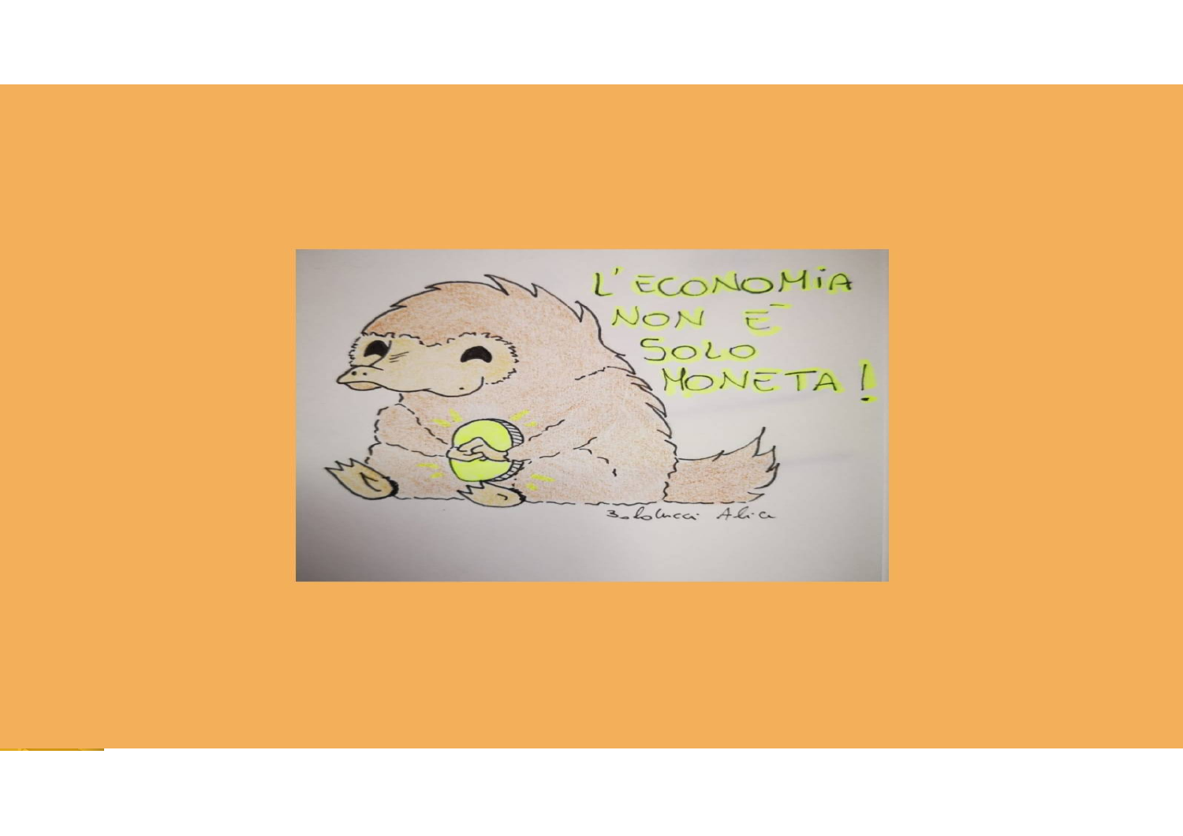L'ECONOMIA NON È SOLO MONETA!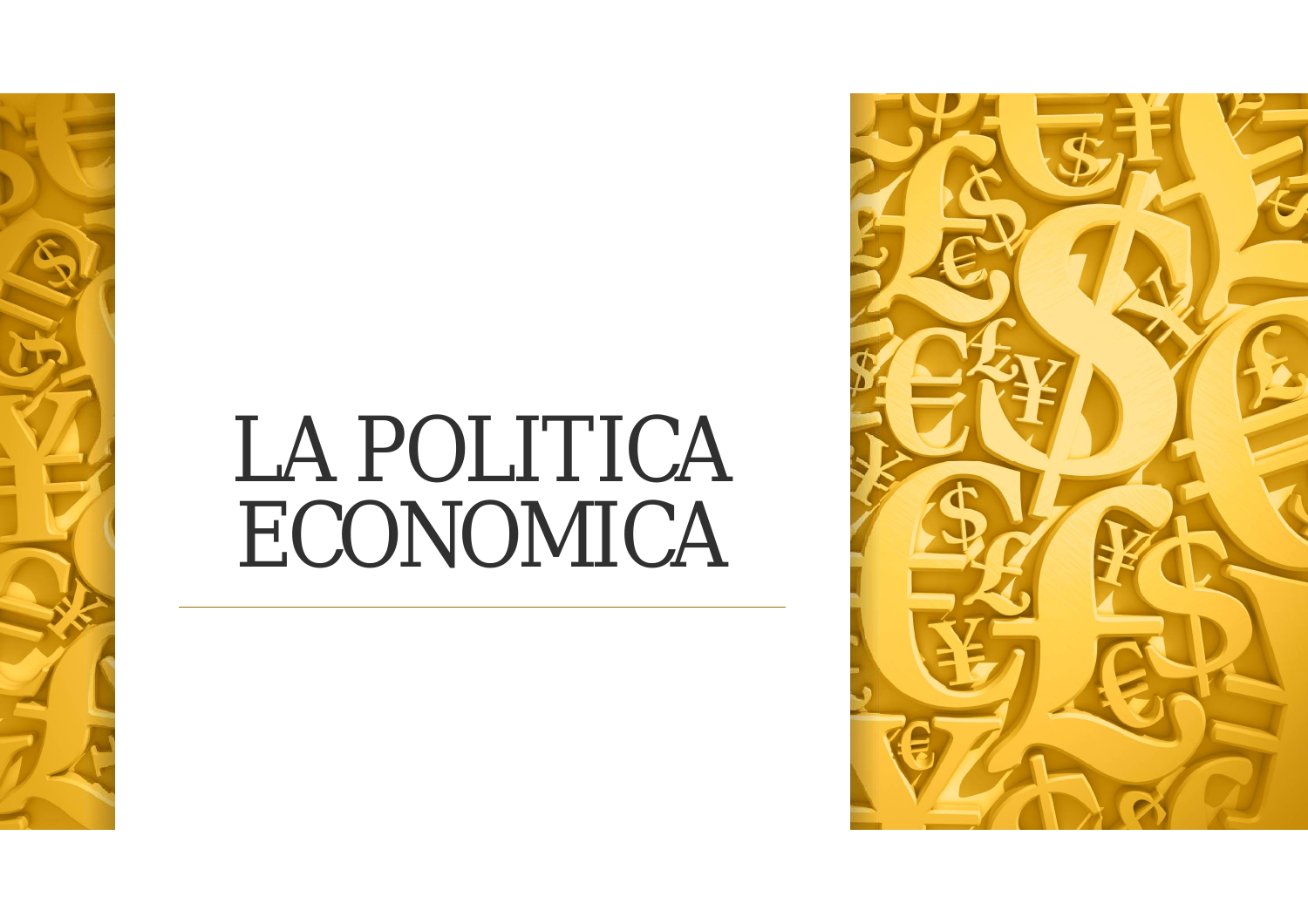# LA POLITICA ECONOMICA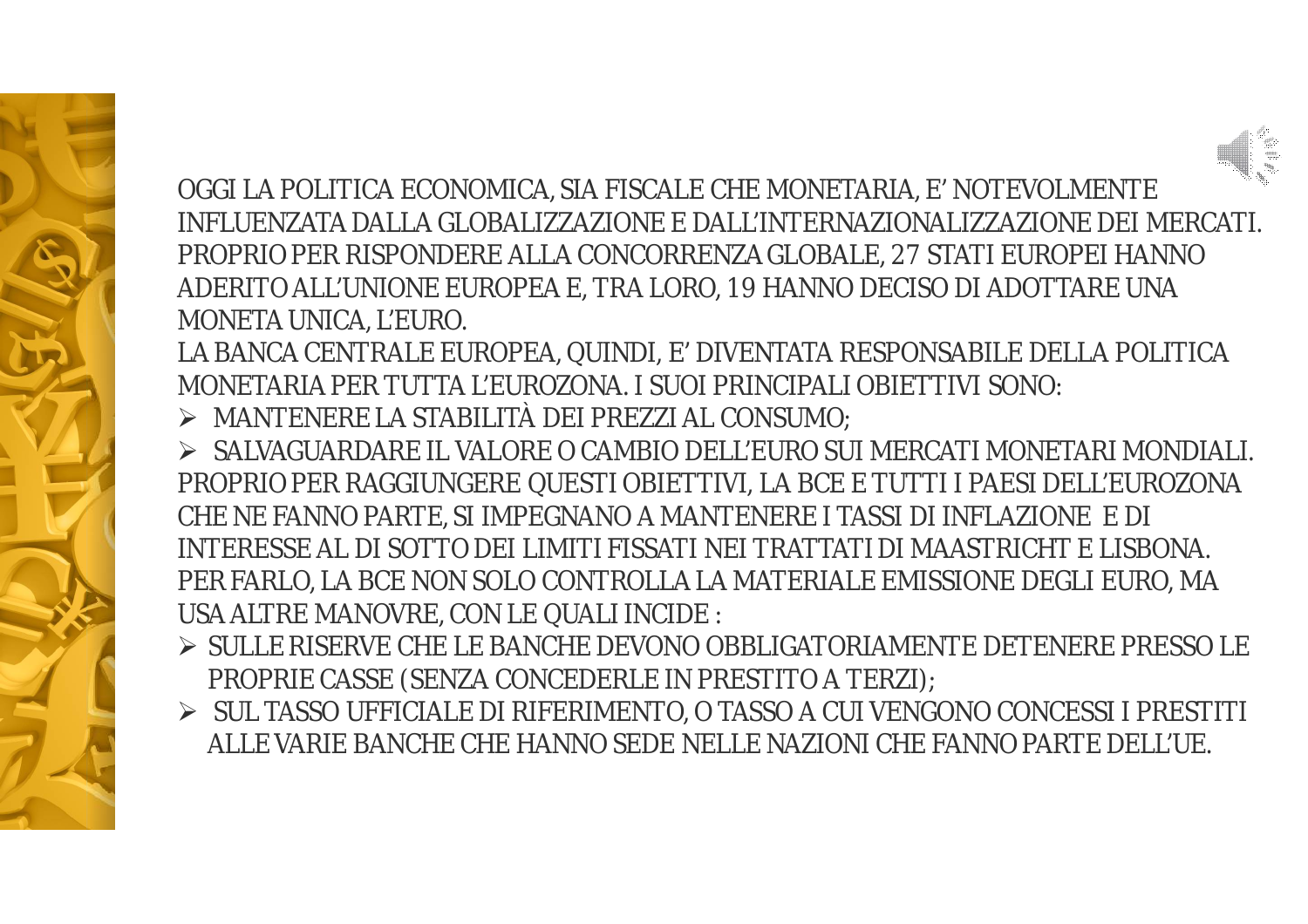OGGI LA POLITICA ECONOMICA, SIA FISCALE CHE MONETARIA, E' NOTEVOLMENTE INFLUENZATA DALLA GLOBALIZZAZIONE E DALL'INTERNAZIONALIZZAZIONE DEI MERCATI. PROPRIO PER RISPONDERE ALLA CONCORRENZA GLOBALE, 27 STATI EUROPEI HANNO ADERITO ALL'UNIONE EUROPEA E, TRA LORO, 19 HANNO DECISO DI ADOTTARE UNA MONETA UNICA, L'EURO.

LA BANCA CENTRALE EUROPEA, QUINDI, E' DIVENTATA RESPONSABILE DELLA POLITICA MONETARIA PER TUTTA L'EUROZONA. I SUOI PRINCIPALI OBIETTIVI SONO:

- MANTENERE LA STABILITÀ DEI PREZZI AL CONSUMO;
- SALVAGUARDARE IL VALORE O CAMBIO DELL'EURO SUI MERCATI MONETARI MONDIALI.

PROPRIO PER RAGGIUNGERE QUESTI OBIETTIVI, LA BCE E TUTTI I PAESI DELL'EUROZONA CHE NE FANNO PARTE, SI IMPEGNANO A MANTENERE I TASSI DI INFLAZIONE E DI INTERESSE AL DI SOTTO DEI LIMITI FISSATI NEI TRATTATI DI MAASTRICHT E LISBONA. PER FARLO, LA BCE NON SOLO CONTROLLA LA MATERIALE EMISSIONE DEGLI EURO, MA USA ALTRE MANOVRE, CON LE QUALI INCIDE :

- SULLE RISERVE CHE LE BANCHE DEVONO OBBLIGATORIAMENTE DETENERE PRESSO LE PROPRIE CASSE (SENZA CONCEDERLE IN PRESTITO A TERZI);
- SUL TASSO UFFICIALE DI RIFERIMENTO, O TASSO A CUI VENGONO CONCESSI I PRESTITI ALLE VARIE BANCHE CHE HANNO SEDE NELLE NAZIONI CHE FANNO PARTE DELL'UE.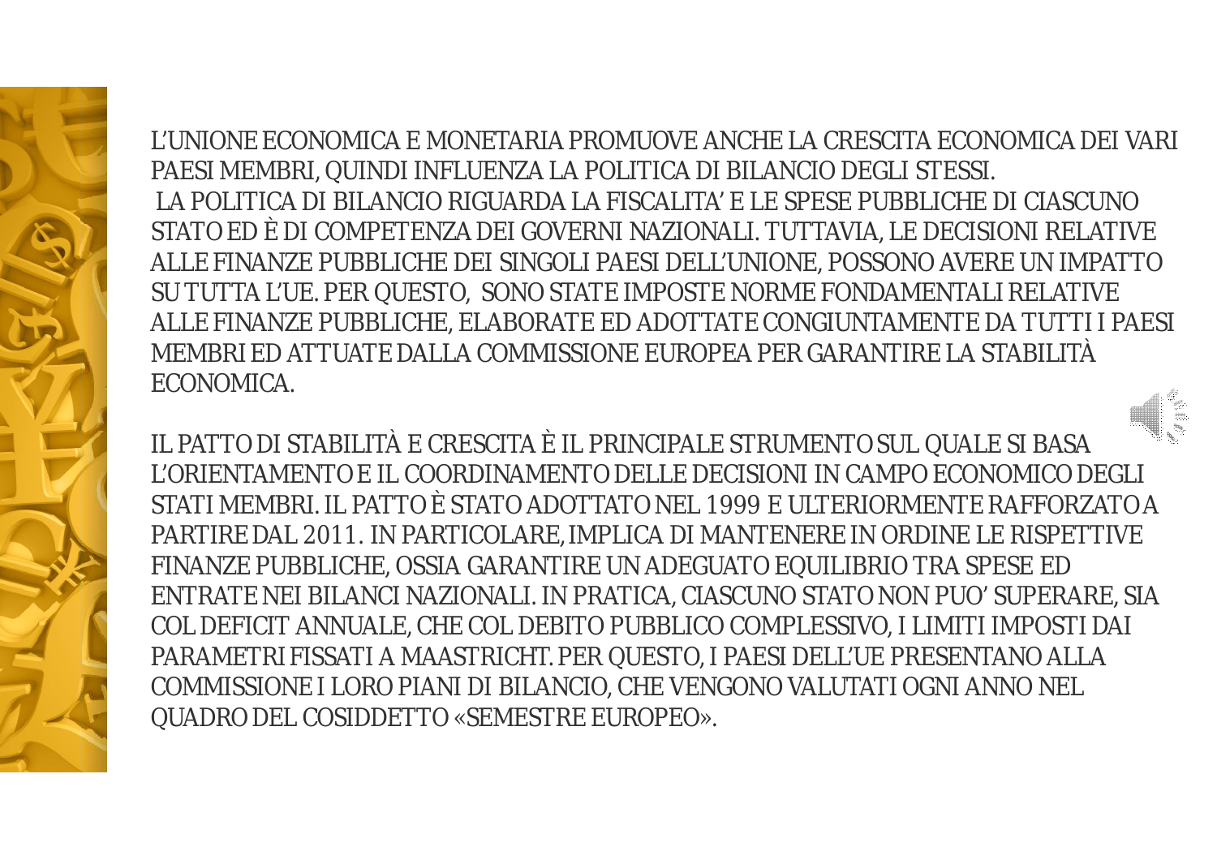L'UNIONE ECONOMICA E MONETARIA PROMUOVE ANCHE LA CRESCITA ECONOMICA DEI VARI PAESI MEMBRI, QUINDI INFLUENZA LA POLITICA DI BILANCIO DEGLI STESSI. LA POLITICA DI BILANCIO RIGUARDA LA FISCALITA' E LE SPESE PUBBLICHE DI CIASCUNO STATO ED È DI COMPETENZA DEI GOVERNI NAZIONALI. TUTTAVIA, LE DECISIONI RELATIVE ALLE FINANZE PUBBLICHE DEI SINGOLI PAESI DELL'UNIONE, POSSONO AVERE UN IMPATTO SU TUTTA L'UE. PER QUESTO, SONO STATE IMPOSTE NORME FONDAMENTALI RELATIVE ALLE FINANZE PUBBLICHE, ELABORATE ED ADOTTATE CONGIUNTAMENTE DA TUTTI I PAESI MEMBRI ED ATTUATE DALLA COMMISSIONE EUROPEA PER GARANTIRE LA STABILITÀ ECONOMICA.

IL PATTO DI STABILITÀ E CRESCITA È IL PRINCIPALE STRUMENTO SUL QUALE SI BASA L'ORIENTAMENTO E IL COORDINAMENTO DELLE DECISIONI IN CAMPO ECONOMICO DEGLI STATI MEMBRI. IL PATTO È STATO ADOTTATO NEL 1999 E ULTERIORMENTE RAFFORZATO A PARTIRE DAL 2011. IN PARTICOLARE, IMPLICA DI MANTENERE IN ORDINE LE RISPETTIVE FINANZE PUBBLICHE, OSSIA GARANTIRE UN ADEGUATO EQUILIBRIO TRA SPESE ED ENTRATE NEI BILANCI NAZIONALI. IN PRATICA, CIASCUNO STATO NON PUO' SUPERARE, SIA COL DEFICIT ANNUALE, CHE COL DEBITO PUBBLICO COMPLESSIVO, I LIMITI IMPOSTI DAI PARAMETRI FISSATI A MAASTRICHT. PER QUESTO, I PAESI DELL'UE PRESENTANO ALLA COMMISSIONE I LORO PIANI DI BILANCIO, CHE VENGONO VALUTATI OGNI ANNO NEL QUADRO DEL COSIDDETTO «SEMESTRE EUROPEO».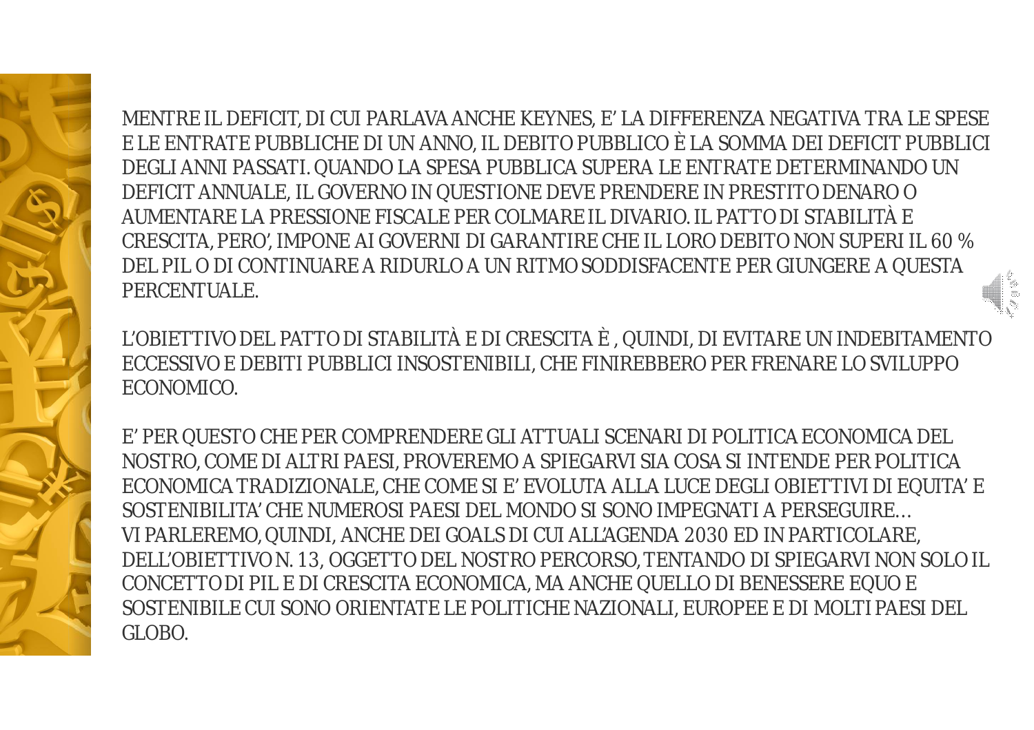MENTRE IL DEFICIT, DI CUI PARLAVA ANCHE KEYNES, E' LA DIFFERENZA NEGATIVA TRA LE SPESE E LE ENTRATE PUBBLICHE DI UN ANNO, IL DEBITO PUBBLICO È LA SOMMA DEI DEFICIT PUBBLICI DEGLI ANNI PASSATI. QUANDO LA SPESA PUBBLICA SUPERA LE ENTRATE DETERMINANDO UN DEFICIT ANNUALE, IL GOVERNO IN QUESTIONE DEVE PRENDERE IN PRESTITO DENARO O AUMENTARE LA PRESSIONE FISCALE PER COLMARE IL DIVARIO. IL PATTO DI STABILITÀ E CRESCITA, PERO', IMPONE AI GOVERNI DI GARANTIRE CHE IL LORO DEBITO NON SUPERI IL 60 % DEL PIL O DI CONTINUARE A RIDURLO A UN RITMO SODDISFACENTE PER GIUNGERE A QUESTA PERCENTUALE.

L'OBIETTIVO DEL PATTO DI STABILITÀ E DI CRESCITA È , QUINDI, DI EVITARE UN INDEBITAMENTO ECCESSIVO E DEBITI PUBBLICI INSOSTENIBILI, CHE FINIREBBERO PER FRENARE LO SVILUPPO ECONOMICO.

E' PER QUESTO CHE PER COMPRENDERE GLI ATTUALI SCENARI DI POLITICA ECONOMICA DEL NOSTRO, COME DI ALTRI PAESI, PROVEREMO A SPIEGARVI SIA COSA SI INTENDE PER POLITICA ECONOMICA TRADIZIONALE, CHE COME SI E' EVOLUTA ALLA LUCE DEGLI OBIETTIVI DI EQUITA' E SOSTENIBILITA' CHE NUMEROSI PAESI DEL MONDO SI SONO IMPEGNATI A PERSEGUIRE…
VI PARLEREMO, QUINDI, ANCHE DEI GOALS DI CUI ALL'AGENDA 2030 ED IN PARTICOLARE, DELL'OBIETTIVO N. 13, OGGETTO DEL NOSTRO PERCORSO, TENTANDO DI SPIEGARVI NON SOLO IL CONCETTO DI PIL E DI CRESCITA ECONOMICA, MA ANCHE QUELLO DI BENESSERE EQUO E SOSTENIBILE CUI SONO ORIENTATE LE POLITICHE NAZIONALI, EUROPEE E DI MOLTI PAESI DEL GLOBO.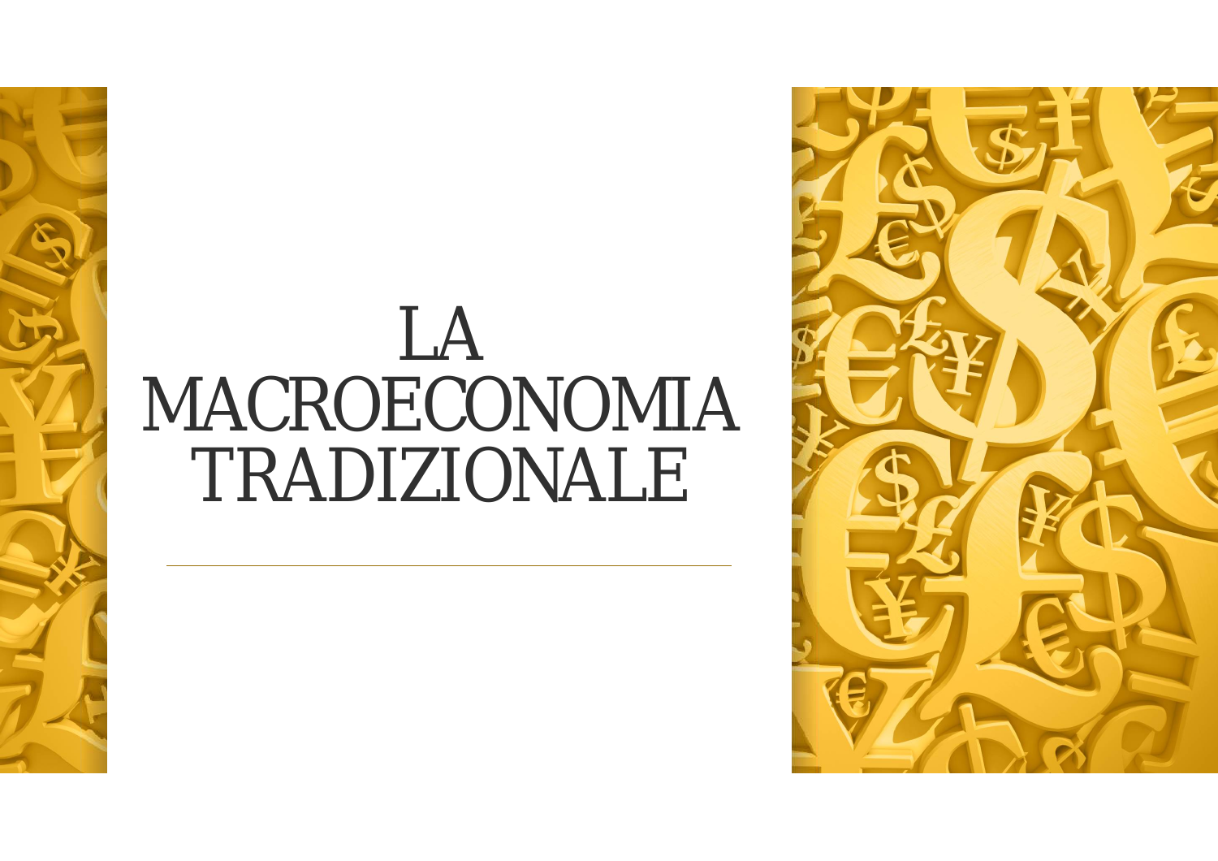# LA MACROECONOMIA TRADIZIONALE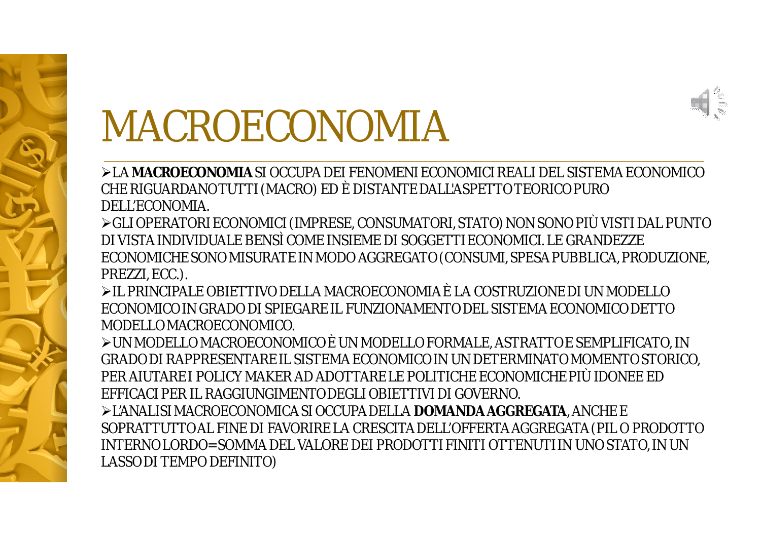# MACROECONOMIA

- LA **MACROECONOMIA** SI OCCUPA DEI FENOMENI ECONOMICI REALI DEL SISTEMA ECONOMICO CHE RIGUARDANO TUTTI (MACRO) ED È DISTANTE DALL'ASPETTO TEORICO PURO DELL'ECONOMIA.
- GLI OPERATORI ECONOMICI (IMPRESE, CONSUMATORI, STATO) NON SONO PIÙ VISTI DAL PUNTO DI VISTA INDIVIDUALE BENSÌ COME INSIEME DI SOGGETTI ECONOMICI. LE GRANDEZZE ECONOMICHE SONO MISURATE IN MODO AGGREGATO (CONSUMI, SPESA PUBBLICA, PRODUZIONE, PREZZI, ECC.).
- IL PRINCIPALE OBIETTIVO DELLA MACROECONOMIA È LA COSTRUZIONE DI UN MODELLO ECONOMICO IN GRADO DI SPIEGARE IL FUNZIONAMENTO DEL SISTEMA ECONOMICO DETTO MODELLO MACROECONOMICO.
- UN MODELLO MACROECONOMICO È UN MODELLO FORMALE, ASTRATTO E SEMPLIFICATO, IN GRADO DI RAPPRESENTARE IL SISTEMA ECONOMICO IN UN DETERMINATO MOMENTO STORICO, PER AIUTARE I POLICY MAKER AD ADOTTARE LE POLITICHE ECONOMICHE PIÙ IDONEE ED EFFICACI PER IL RAGGIUNGIMENTO DEGLI OBIETTIVI DI GOVERNO.
- L'ANALISI MACROECONOMICA SI OCCUPA DELLA **DOMANDA AGGREGATA**, ANCHE E SOPRATTUTTO AL FINE DI FAVORIRE LA CRESCITA DELL'OFFERTA AGGREGATA (PIL O PRODOTTO INTERNO LORDO=SOMMA DEL VALORE DEI PRODOTTI FINITI OTTENUTI IN UNO STATO, IN UN LASSO DI TEMPO DEFINITO)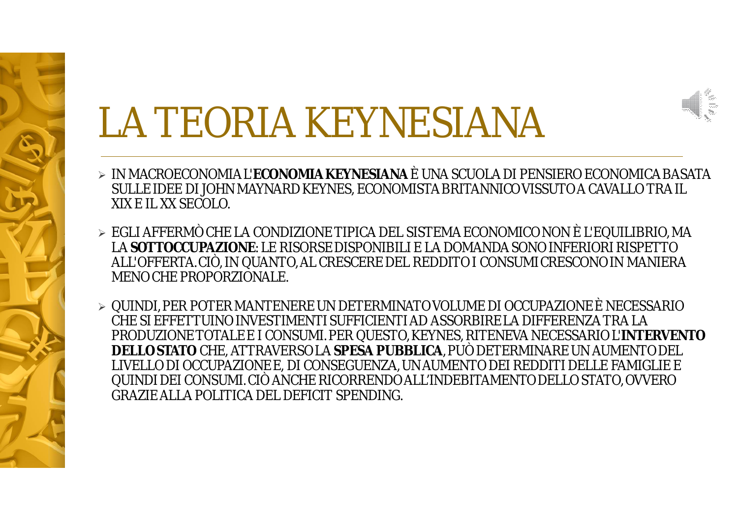# LA TEORIA KEYNESIANA

- IN MACROECONOMIA L'**ECONOMIA KEYNESIANA** È UNA SCUOLA DI PENSIERO ECONOMICA BASATA SULLE IDEE DI JOHN MAYNARD KEYNES, ECONOMISTA BRITANNICO VISSUTO A CAVALLO TRA IL XIX E IL XX SECOLO.
- EGLI AFFERMÒ CHE LA CONDIZIONE TIPICA DEL SISTEMA ECONOMICO NON È L'EQUILIBRIO, MA LA **SOTTOCCUPAZIONE**: LE RISORSE DISPONIBILI E LA DOMANDA SONO INFERIORI RISPETTO ALL'OFFERTA. CIÒ, IN QUANTO, AL CRESCERE DEL REDDITO I CONSUMI CRESCONO IN MANIERA MENO CHE PROPORZIONALE.
- QUINDI, PER POTER MANTENERE UN DETERMINATO VOLUME DI OCCUPAZIONE È NECESSARIO CHE SI EFFETTUINO INVESTIMENTI SUFFICIENTI AD ASSORBIRE LA DIFFERENZA TRA LA PRODUZIONE TOTALE E I CONSUMI. PER QUESTO, KEYNES, RITENEVA NECESSARIO L'**INTERVENTO DELLO STATO** CHE, ATTRAVERSO LA **SPESA PUBBLICA**, PUÒ DETERMINARE UN AUMENTO DEL LIVELLO DI OCCUPAZIONE E, DI CONSEGUENZA, UN AUMENTO DEI REDDITI DELLE FAMIGLIE E QUINDI DEI CONSUMI. CIÒ ANCHE RICORRENDO ALL'INDEBITAMENTO DELLO STATO, OVVERO GRAZIE ALLA POLITICA DEL DEFICIT SPENDING.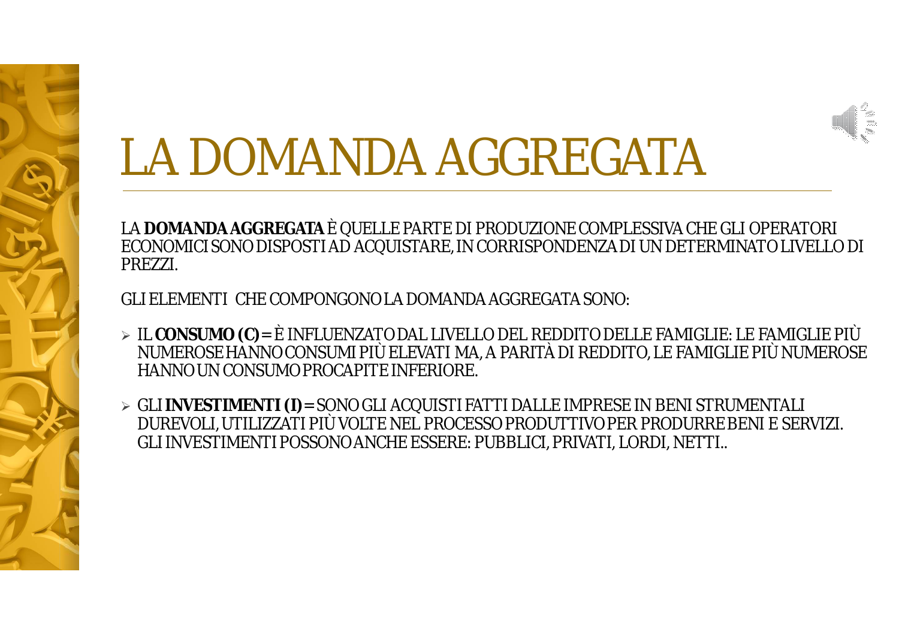# LA DOMANDA AGGREGATA

LA **DOMANDA AGGREGATA** È QUELLE PARTE DI PRODUZIONE COMPLESSIVA CHE GLI OPERATORI ECONOMICI SONO DISPOSTI AD ACQUISTARE, IN CORRISPONDENZA DI UN DETERMINATO LIVELLO DI PREZZI.

GLI ELEMENTI CHE COMPONGONO LA DOMANDA AGGREGATA SONO:

- IL **CONSUMO (C)** = È INFLUENZATO DAL LIVELLO DEL REDDITO DELLE FAMIGLIE: LE FAMIGLIE PIÙ NUMEROSE HANNO CONSUMI PIÙ ELEVATI MA, A PARITÀ DI REDDITO, LE FAMIGLIE PIÙ NUMEROSE HANNO UN CONSUMO PROCAPITE INFERIORE.
- GLI **INVESTIMENTI (I)** = SONO GLI ACQUISTI FATTI DALLE IMPRESE IN BENI STRUMENTALI DUREVOLI, UTILIZZATI PIÙ VOLTE NEL PROCESSO PRODUTTIVO PER PRODURRE BENI E SERVIZI. GLI INVESTIMENTI POSSONO ANCHE ESSERE: PUBBLICI, PRIVATI, LORDI, NETTI..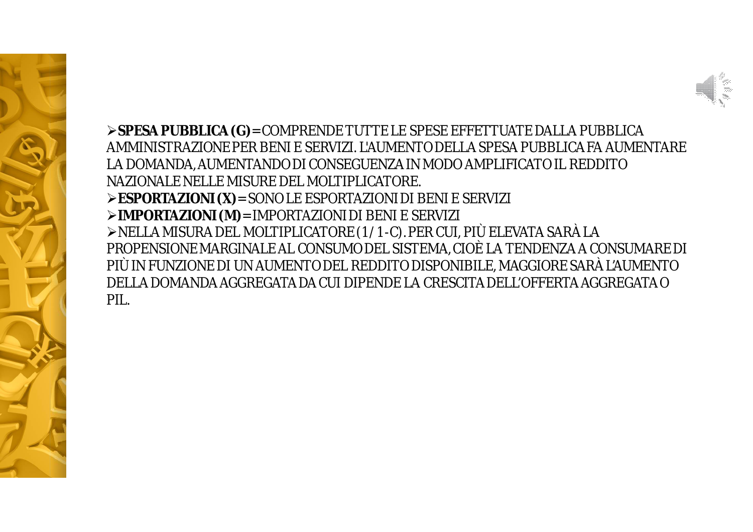- **SPESA PUBBLICA (G)** = COMPRENDE TUTTE LE SPESE EFFETTUATE DALLA PUBBLICA AMMINISTRAZIONE PER BENI E SERVIZI. L'AUMENTO DELLA SPESA PUBBLICA FA AUMENTARE LA DOMANDA, AUMENTANDO DI CONSEGUENZA IN MODO AMPLIFICATO IL REDDITO NAZIONALE NELLE MISURE DEL MOLTIPLICATORE.
- **ESPORTAZIONI (X)** = SONO LE ESPORTAZIONI DI BENI E SERVIZI
- **IMPORTAZIONI (M)** = IMPORTAZIONI DI BENI E SERVIZI
- NELLA MISURA DEL MOLTIPLICATORE (1 / 1 - C). PER CUI, PIÙ ELEVATA SARÀ LA PROPENSIONE MARGINALE AL CONSUMO DEL SISTEMA, CIOÈ LA TENDENZA A CONSUMARE DI PIÙ IN FUNZIONE DI UN AUMENTO DEL REDDITO DISPONIBILE, MAGGIORE SARÀ L'AUMENTO DELLA DOMANDA AGGREGATA DA CUI DIPENDE LA CRESCITA DELL'OFFERTA AGGREGATA O PIL.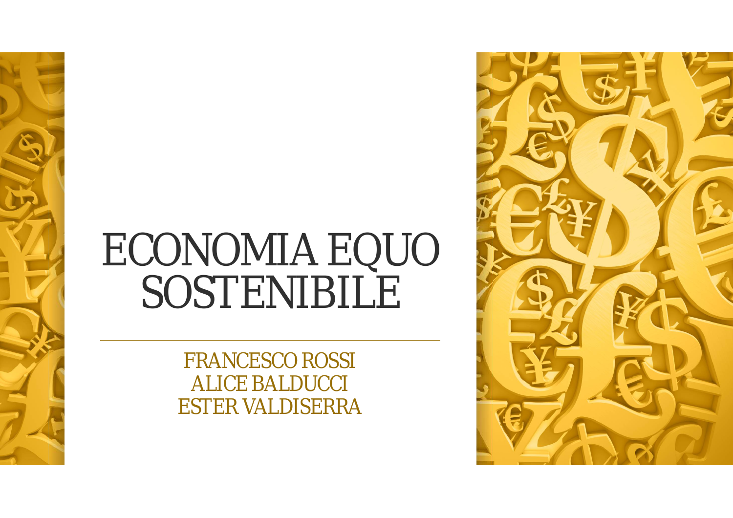# ECONOMIA EQUO SOSTENIBILE

FRANCESCO ROSSI
ALICE BALDUCCI
ESTER VALDISERRA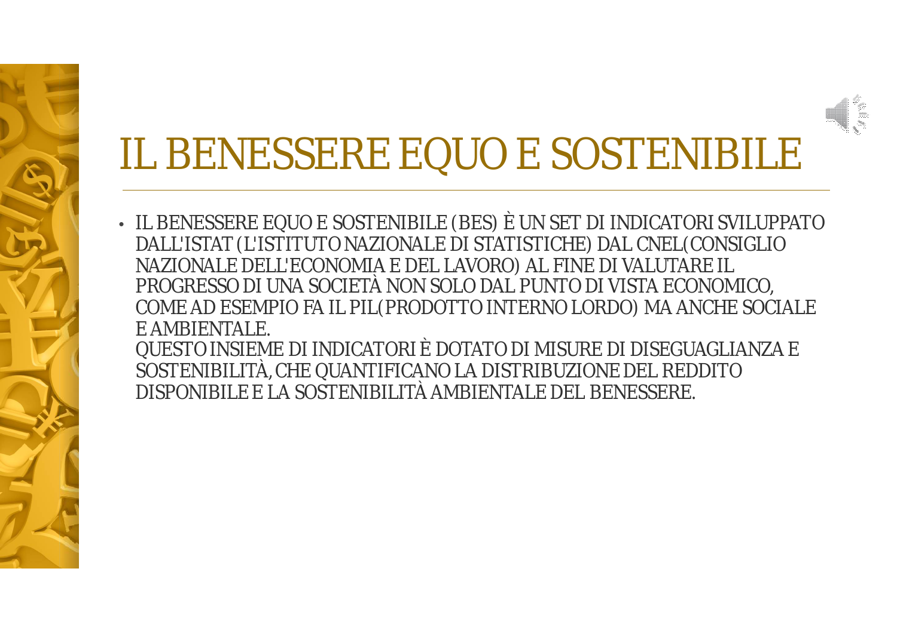# IL BENESSERE EQUO E SOSTENIBILE

- IL BENESSERE EQUO E SOSTENIBILE (BES) È UN SET DI INDICATORI SVILUPPATO DALL'ISTAT (L'ISTITUTO NAZIONALE DI STATISTICHE) DAL CNEL(CONSIGLIO NAZIONALE DELL'ECONOMIA E DEL LAVORO) AL FINE DI VALUTARE IL PROGRESSO DI UNA SOCIETÀ NON SOLO DAL PUNTO DI VISTA ECONOMICO, COME AD ESEMPIO FA IL PIL(PRODOTTO INTERNO LORDO) MA ANCHE SOCIALE E AMBIENTALE.
  QUESTO INSIEME DI INDICATORI È DOTATO DI MISURE DI DISEGUAGLIANZA E SOSTENIBILITÀ, CHE QUANTIFICANO LA DISTRIBUZIONE DEL REDDITO DISPONIBILE E LA SOSTENIBILITÀ AMBIENTALE DEL BENESSERE.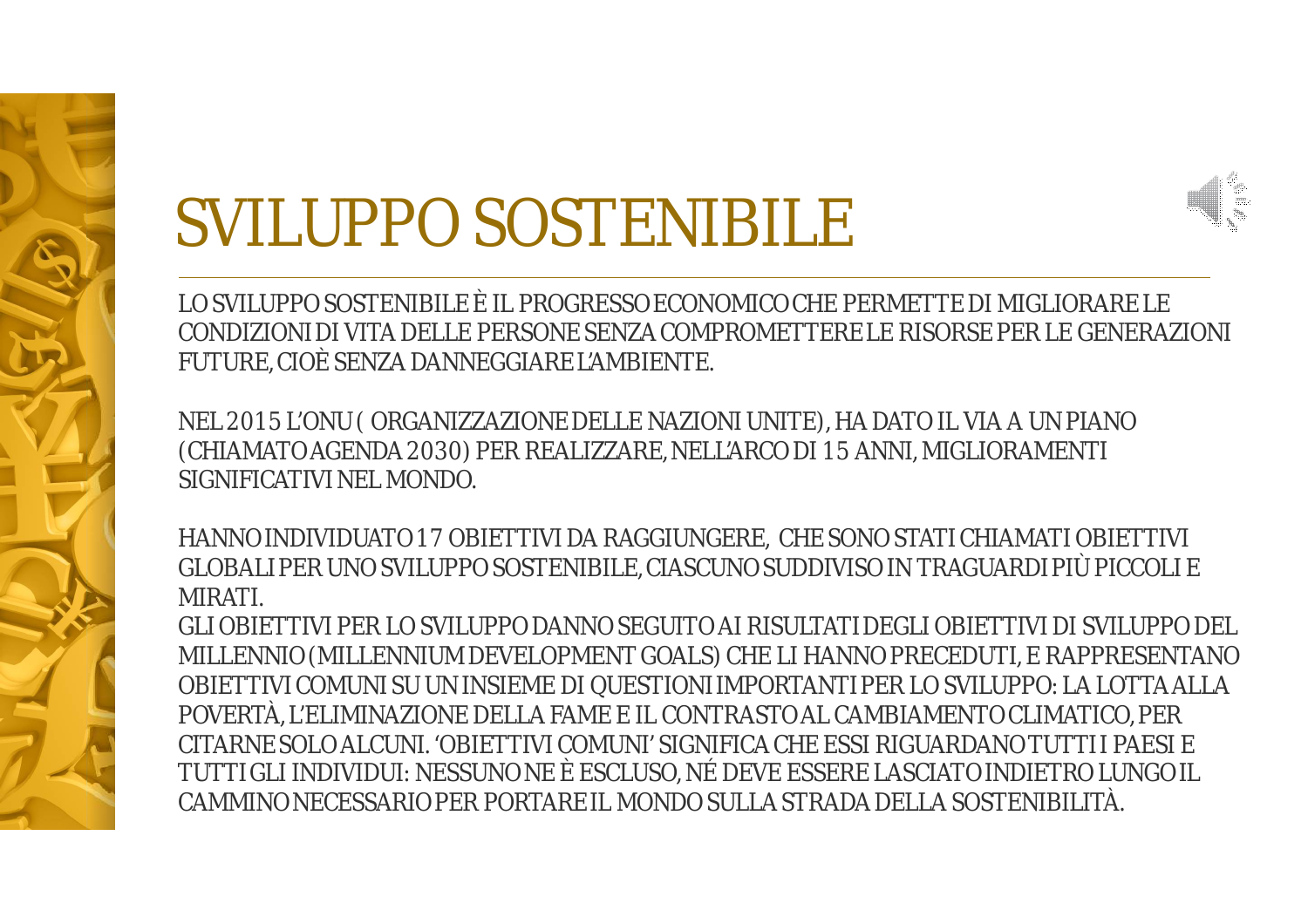# SVILUPPO SOSTENIBILE

LO SVILUPPO SOSTENIBILE È IL PROGRESSO ECONOMICO CHE PERMETTE DI MIGLIORARE LE CONDIZIONI DI VITA DELLE PERSONE SENZA COMPROMETTERE LE RISORSE PER LE GENERAZIONI FUTURE, CIOÈ SENZA DANNEGGIARE L'AMBIENTE.

NEL 2015 L'ONU ( ORGANIZZAZIONE DELLE NAZIONI UNITE), HA DATO IL VIA A UN PIANO (CHIAMATO AGENDA 2030) PER REALIZZARE, NELL'ARCO DI 15 ANNI, MIGLIORAMENTI SIGNIFICATIVI NEL MONDO.

HANNO INDIVIDUATO 17 OBIETTIVI DA RAGGIUNGERE, CHE SONO STATI CHIAMATI OBIETTIVI GLOBALI PER UNO SVILUPPO SOSTENIBILE, CIASCUNO SUDDIVISO IN TRAGUARDI PIÙ PICCOLI E MIRATI.
GLI OBIETTIVI PER LO SVILUPPO DANNO SEGUITO AI RISULTATI DEGLI OBIETTIVI DI SVILUPPO DEL MILLENNIO (MILLENNIUM DEVELOPMENT GOALS) CHE LI HANNO PRECEDUTI, E RAPPRESENTANO OBIETTIVI COMUNI SU UN INSIEME DI QUESTIONI IMPORTANTI PER LO SVILUPPO: LA LOTTA ALLA POVERTÀ, L'ELIMINAZIONE DELLA FAME E IL CONTRASTO AL CAMBIAMENTO CLIMATICO, PER CITARNE SOLO ALCUNI. 'OBIETTIVI COMUNI' SIGNIFICA CHE ESSI RIGUARDANO TUTTI I PAESI E TUTTI GLI INDIVIDUI: NESSUNO NE È ESCLUSO, NÉ DEVE ESSERE LASCIATO INDIETRO LUNGO IL CAMMINO NECESSARIO PER PORTARE IL MONDO SULLA STRADA DELLA SOSTENIBILITÀ.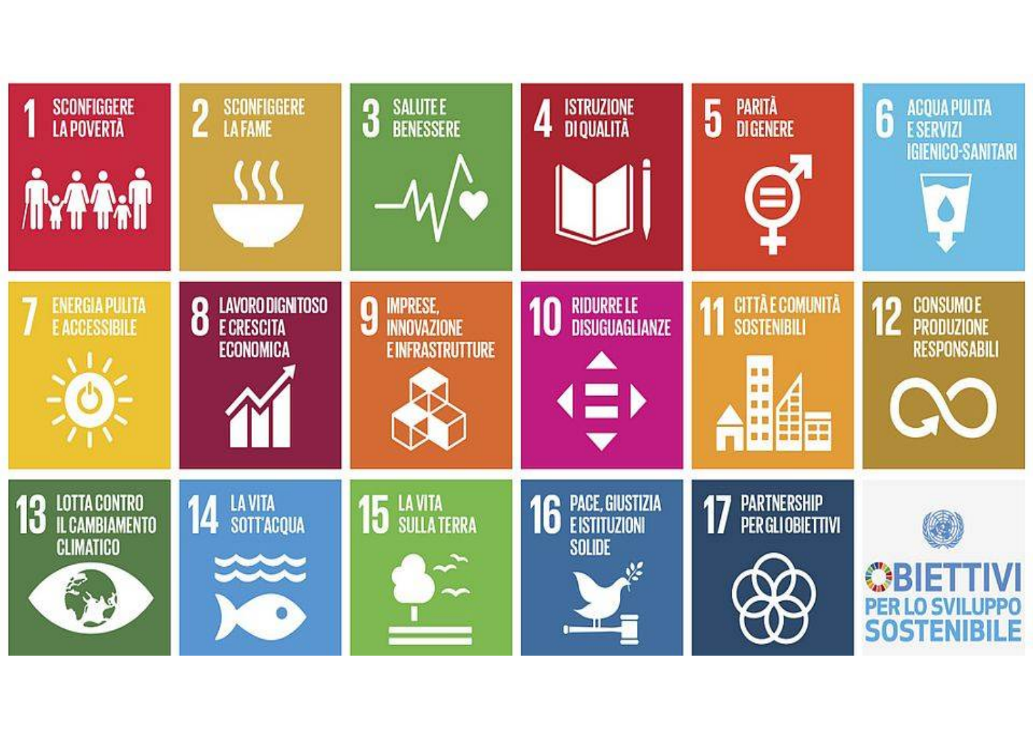1 SCONFIGGERE LA POVERTÀ

2 SCONFIGGERE LA FAME

3 SALUTE E BENESSERE

4 ISTRUZIONE DI QUALITÀ

5 PARITÀ DI GENERE

6 ACQUA PULITA E SERVIZI IGIENICO-SANITARI

7 ENERGIA PULITA E ACCESSIBILE

8 LAVORO DIGNITOSO E CRESCITA ECONOMICA

9 IMPRESE, INNOVAZIONE E INFRASTRUTTURE

10 RIDURRE LE DISUGUAGLIANZE

11 CITTÀ E COMUNITÀ SOSTENIBILI

12 CONSUMO E PRODUZIONE RESPONSABILI

13 LOTTA CONTRO IL CAMBIAMENTO CLIMATICO

14 LA VITA SOTT'ACQUA

15 LA VITA SULLA TERRA

16 PACE, GIUSTIZIA E ISTITUZIONI SOLIDE

17 PARTNERSHIP PER GLI OBIETTIVI

OBIETTIVI PER LO SVILUPPO SOSTENIBILE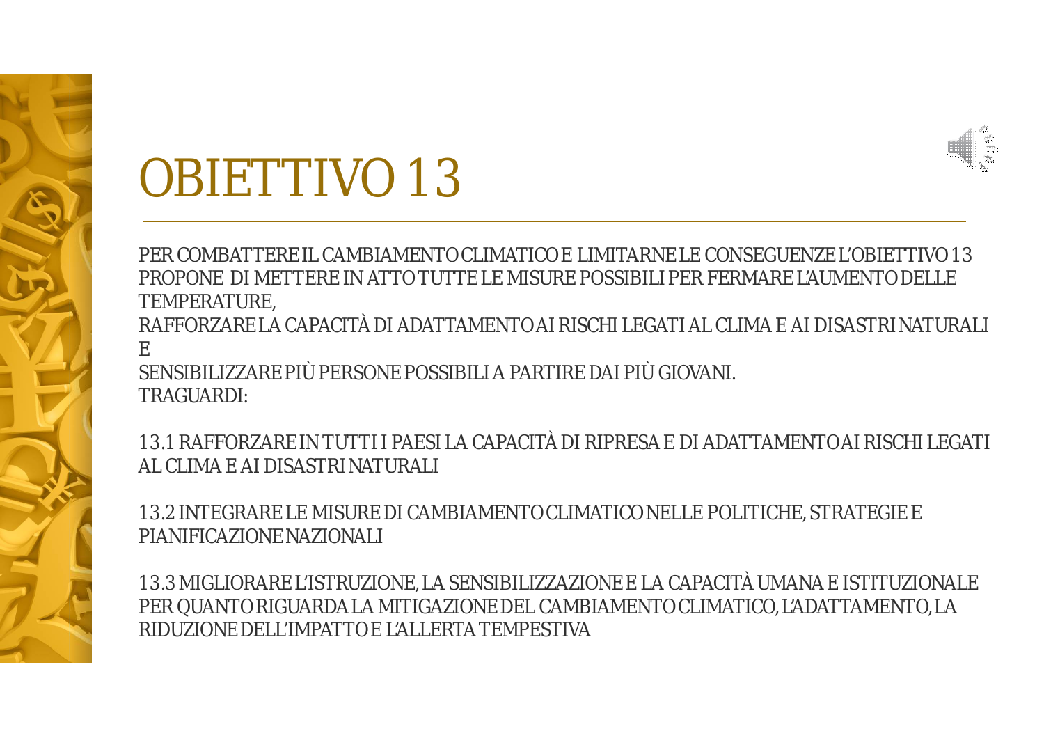# OBIETTIVO 13

PER COMBATTERE IL CAMBIAMENTO CLIMATICO E LIMITARNE LE CONSEGUENZE L'OBIETTIVO 13 PROPONE DI METTERE IN ATTO TUTTE LE MISURE POSSIBILI PER FERMARE L'AUMENTO DELLE TEMPERATURE,
RAFFORZARE LA CAPACITÀ DI ADATTAMENTO AI RISCHI LEGATI AL CLIMA E AI DISASTRI NATURALI E
SENSIBILIZZARE PIÙ PERSONE POSSIBILI A PARTIRE DAI PIÙ GIOVANI.
TRAGUARDI:

13.1 RAFFORZARE IN TUTTI I PAESI LA CAPACITÀ DI RIPRESA E DI ADATTAMENTO AI RISCHI LEGATI AL CLIMA E AI DISASTRI NATURALI

13.2 INTEGRARE LE MISURE DI CAMBIAMENTO CLIMATICO NELLE POLITICHE, STRATEGIE E PIANIFICAZIONE NAZIONALI

13.3 MIGLIORARE L'ISTRUZIONE, LA SENSIBILIZZAZIONE E LA CAPACITÀ UMANA E ISTITUZIONALE PER QUANTO RIGUARDA LA MITIGAZIONE DEL CAMBIAMENTO CLIMATICO, L'ADATTAMENTO, LA RIDUZIONE DELL'IMPATTO E L'ALLERTA TEMPESTIVA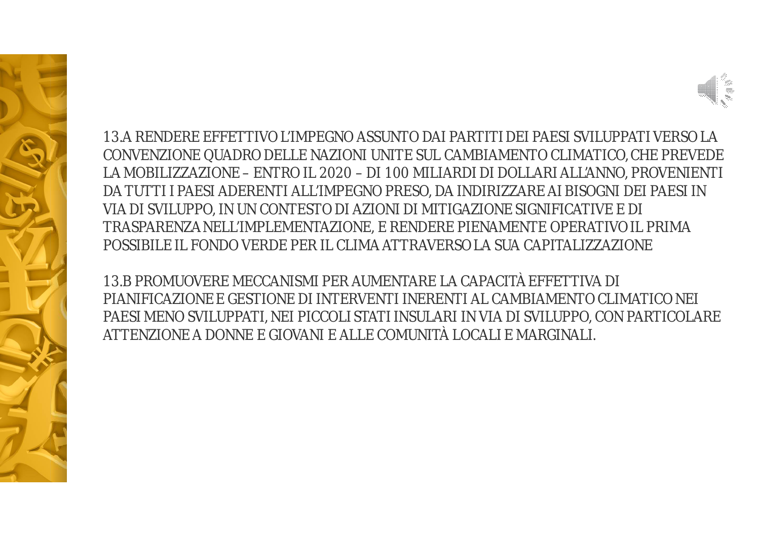13.A RENDERE EFFETTIVO L’IMPEGNO ASSUNTO DAI PARTITI DEI PAESI SVILUPPATI VERSO LA CONVENZIONE QUADRO DELLE NAZIONI UNITE SUL CAMBIAMENTO CLIMATICO, CHE PREVEDE LA MOBILIZZAZIONE – ENTRO IL 2020 – DI 100 MILIARDI DI DOLLARI ALL’ANNO, PROVENIENTI DA TUTTI I PAESI ADERENTI ALL’IMPEGNO PRESO, DA INDIRIZZARE AI BISOGNI DEI PAESI IN VIA DI SVILUPPO, IN UN CONTESTO DI AZIONI DI MITIGAZIONE SIGNIFICATIVE E DI TRASPARENZA NELL’IMPLEMENTAZIONE, E RENDERE PIENAMENTE OPERATIVO IL PRIMA POSSIBILE IL FONDO VERDE PER IL CLIMA ATTRAVERSO LA SUA CAPITALIZZAZIONE

13.B PROMUOVERE MECCANISMI PER AUMENTARE LA CAPACITÀ EFFETTIVA DI PIANIFICAZIONE E GESTIONE DI INTERVENTI INERENTI AL CAMBIAMENTO CLIMATICO NEI PAESI MENO SVILUPPATI, NEI PICCOLI STATI INSULARI IN VIA DI SVILUPPO, CON PARTICOLARE ATTENZIONE A DONNE E GIOVANI E ALLE COMUNITÀ LOCALI E MARGINALI.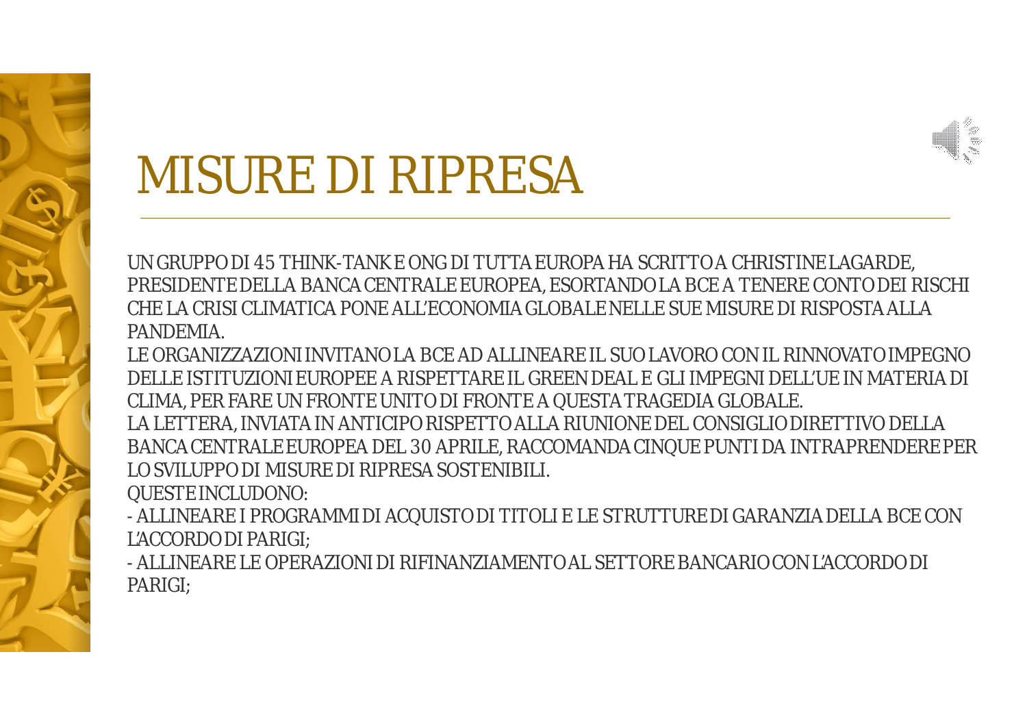# MISURE DI RIPRESA

UN GRUPPO DI 45 THINK-TANK E ONG DI TUTTA EUROPA HA SCRITTO A CHRISTINE LAGARDE, PRESIDENTE DELLA BANCA CENTRALE EUROPEA, ESORTANDO LA BCE A TENERE CONTO DEI RISCHI CHE LA CRISI CLIMATICA PONE ALL'ECONOMIA GLOBALE NELLE SUE MISURE DI RISPOSTA ALLA PANDEMIA.

LE ORGANIZZAZIONI INVITANO LA BCE AD ALLINEARE IL SUO LAVORO CON IL RINNOVATO IMPEGNO DELLE ISTITUZIONI EUROPEE A RISPETTARE IL GREEN DEAL E GLI IMPEGNI DELL'UE IN MATERIA DI CLIMA, PER FARE UN FRONTE UNITO DI FRONTE A QUESTA TRAGEDIA GLOBALE.

LA LETTERA, INVIATA IN ANTICIPO RISPETTO ALLA RIUNIONE DEL CONSIGLIO DIRETTIVO DELLA BANCA CENTRALE EUROPEA DEL 30 APRILE, RACCOMANDA CINQUE PUNTI DA INTRAPRENDERE PER LO SVILUPPO DI MISURE DI RIPRESA SOSTENIBILI.

QUESTE INCLUDONO:

- ALLINEARE I PROGRAMMI DI ACQUISTO DI TITOLI E LE STRUTTURE DI GARANZIA DELLA BCE CON L'ACCORDO DI PARIGI;
- ALLINEARE LE OPERAZIONI DI RIFINANZIAMENTO AL SETTORE BANCARIO CON L'ACCORDO DI PARIGI;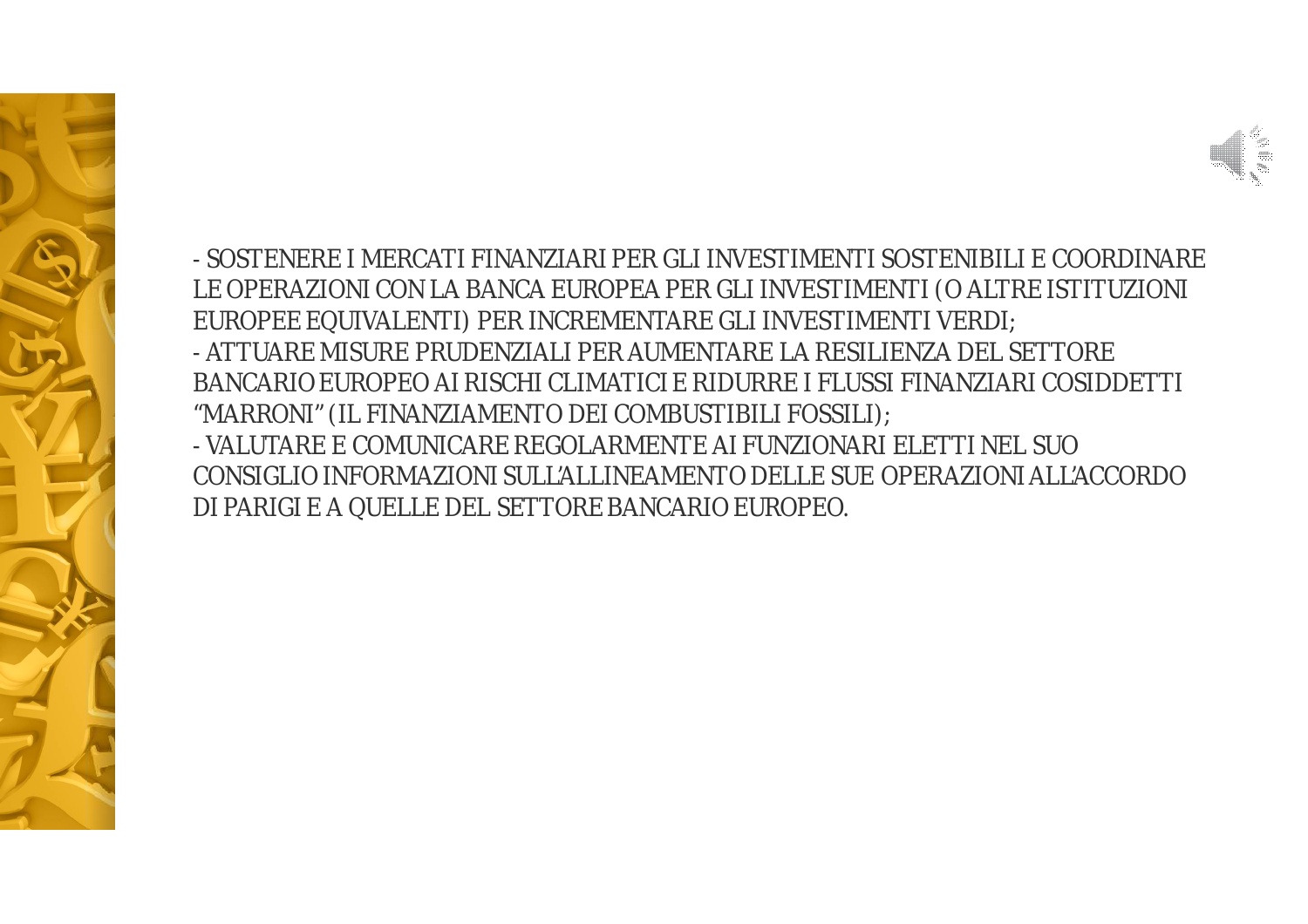- SOSTENERE I MERCATI FINANZIARI PER GLI INVESTIMENTI SOSTENIBILI E COORDINARE LE OPERAZIONI CON LA BANCA EUROPEA PER GLI INVESTIMENTI (O ALTRE ISTITUZIONI EUROPEE EQUIVALENTI) PER INCREMENTARE GLI INVESTIMENTI VERDI;
- ATTUARE MISURE PRUDENZIALI PER AUMENTARE LA RESILIENZA DEL SETTORE BANCARIO EUROPEO AI RISCHI CLIMATICI E RIDURRE I FLUSSI FINANZIARI COSIDDETTI "MARRONI" (IL FINANZIAMENTO DEI COMBUSTIBILI FOSSILI);
- VALUTARE E COMUNICARE REGOLARMENTE AI FUNZIONARI ELETTI NEL SUO CONSIGLIO INFORMAZIONI SULL'ALLINEAMENTO DELLE SUE OPERAZIONI ALL'ACCORDO DI PARIGI E A QUELLE DEL SETTORE BANCARIO EUROPEO.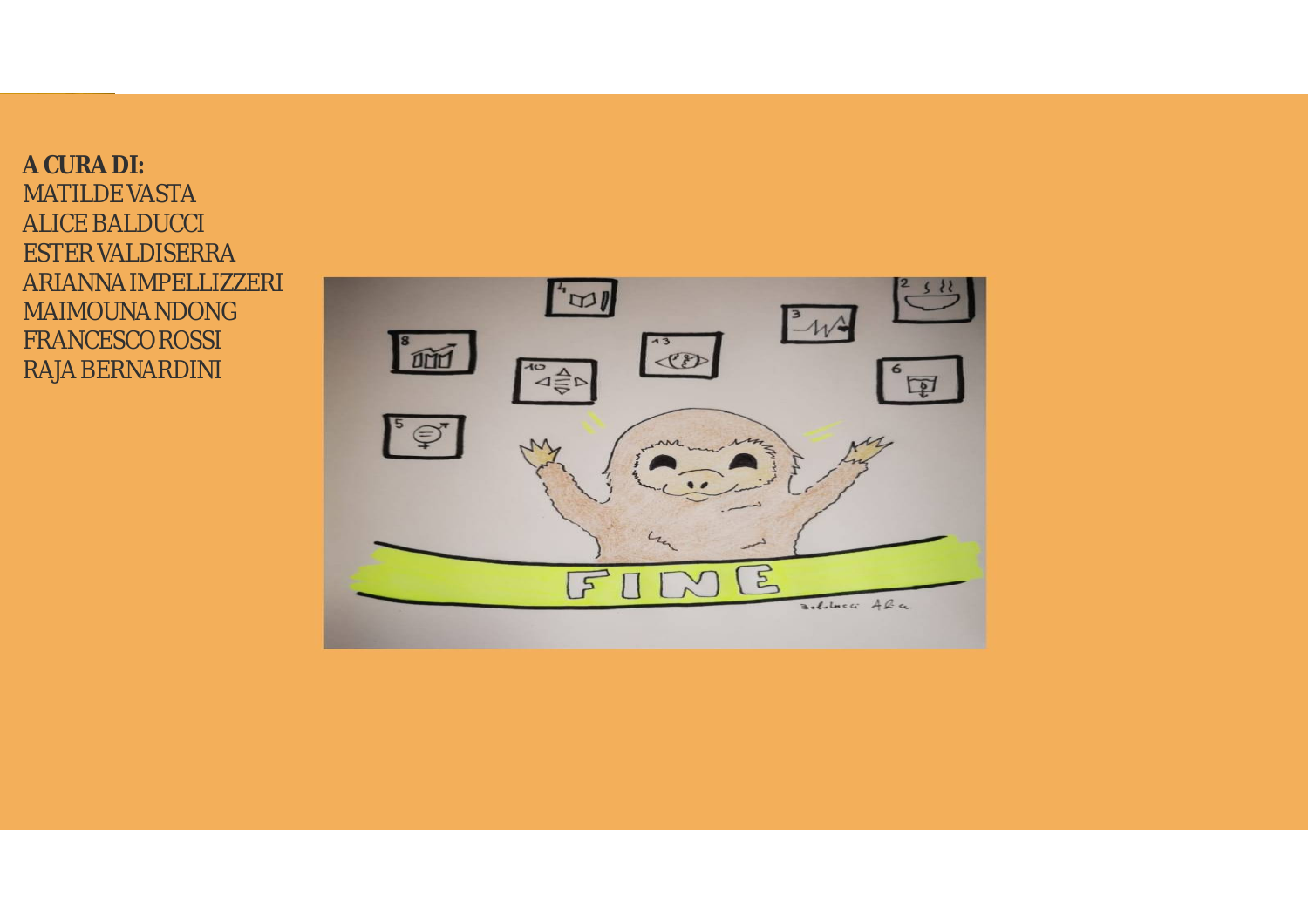**A CURA DI:**
MATILDE VASTA
ALICE BALDUCCI
ESTER VALDISERRA
ARIANNA IMPELLIZZERI
MAIMOUNA NDONG
FRANCESCO ROSSI
RAJA BERNARDINI